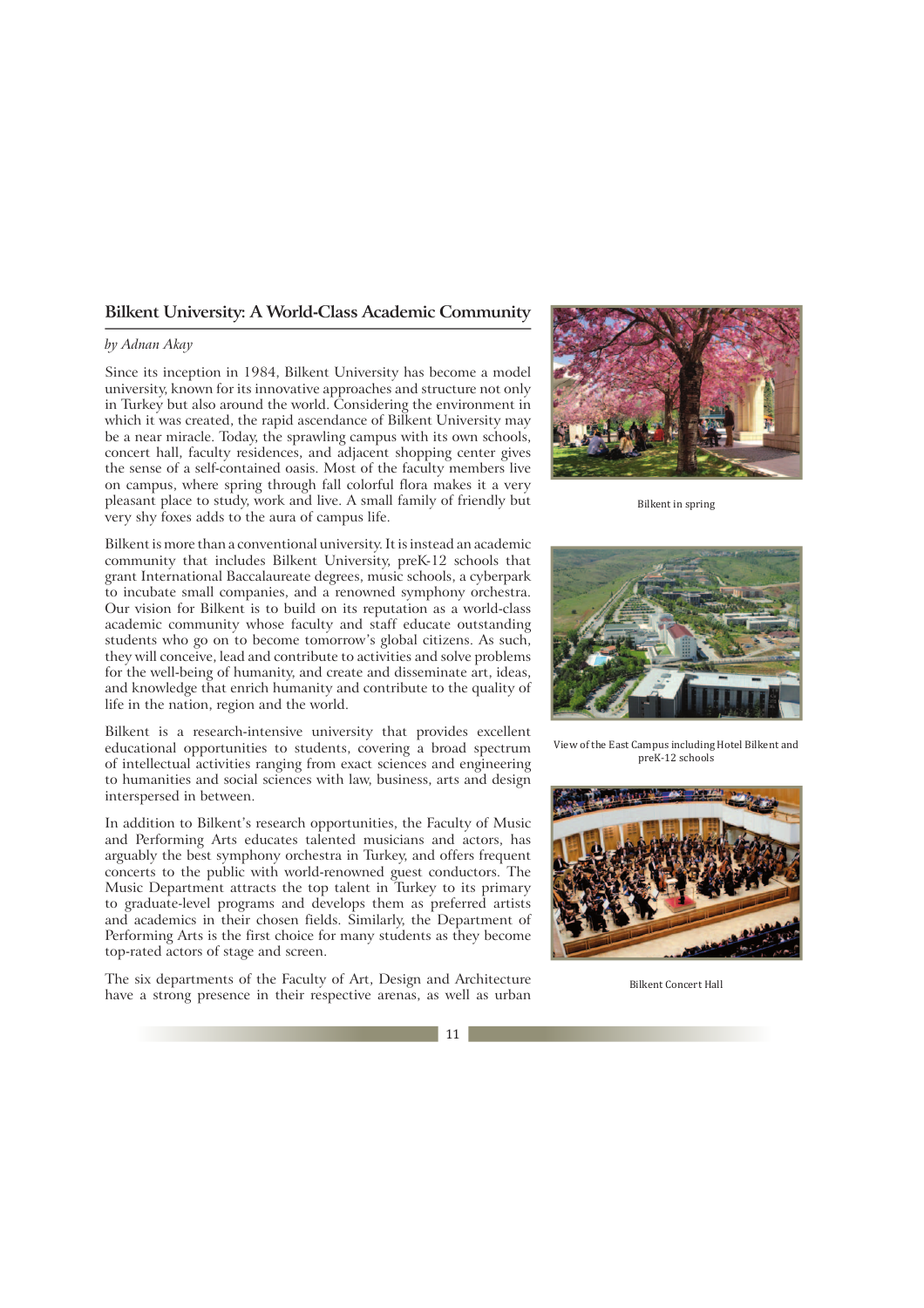## Bilkent University: A World-Class Academic Community

*by Adnan Akay*

Since its inception in 1984, Bilkent University has become a model university, known for its innovative approaches and structure not only in Turkey but also around the world. Considering the environment in which it was created, the rapid ascendance of Bilkent University may be a near miracle. Today, the sprawling campus with its own schools, concert hall, faculty residences, and adjacent shopping center gives the sense of a self-contained oasis. Most of the faculty members live on campus, where spring through fall colorful flora makes it a very pleasant place to study, work and live. A small family of friendly but very shy foxes adds to the aura of campus life.

Bilkent is more than a conventional university. It is instead an academic community that includes Bilkent University, preK-12 schools that grant International Baccalaureate degrees, music schools, a cyberpark to incubate small companies, and a renowned symphony orchestra. Our vision for Bilkent is to build on its reputation as a world-class academic community whose faculty and staff educate outstanding students who go on to become tomorrow's global citizens. As such, they will conceive, lead and contribute to activities and solve problems for the well-being of humanity, and create and disseminate art, ideas, and knowledge that enrich humanity and contribute to the quality of life in the nation, region and the world.

Bilkent is a research-intensive university that provides excellent educational opportunities to students, covering a broad spectrum of intellectual activities ranging from exact sciences and engineering to humanities and social sciences with law, business, arts and design interspersed in between.

In addition to Bilkent's research opportunities, the Faculty of Music and Performing Arts educates talented musicians and actors, has arguably the best symphony orchestra in Turkey, and offers frequent concerts to the public with world-renowned guest conductors. The Music Department attracts the top talent in Turkey to its primary to graduate-level programs and develops them as preferred artists and academics in their chosen fields. Similarly, the Department of Performing Arts is the first choice for many students as they become top-rated actors of stage and screen.

The six departments of the Faculty of Art, Design and Architecture have a strong presence in their respective arenas, as well as urban

Bilkent in spring

View of the East Campus including Hotel Bilkent and preK-12 schools

Bilkent Concert Hall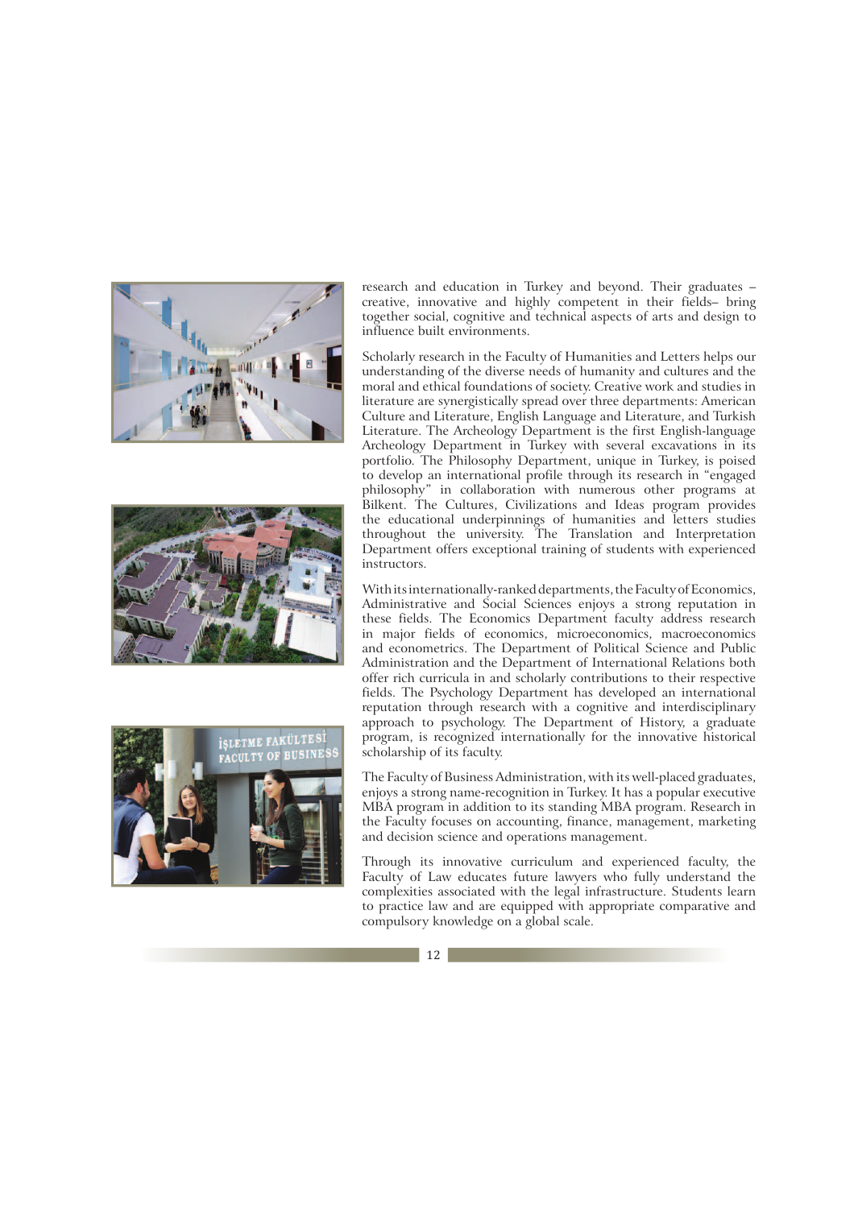research and education in Turkey and beyond. Their graduates – creative, innovative and highly competent in their fields– bring together social, cognitive and technical aspects of arts and design to influence built environments.

Scholarly research in the Faculty of Humanities and Letters helps our understanding of the diverse needs of humanity and cultures and the moral and ethical foundations of society. Creative work and studies in literature are synergistically spread over three departments: American Culture and Literature, English Language and Literature, and Turkish Literature. The Archeology Department is the first English-language Archeology Department in Turkey with several excavations in its portfolio. The Philosophy Department, unique in Turkey, is poised to develop an international profile through its research in "engaged philosophy" in collaboration with numerous other programs at Bilkent. The Cultures, Civilizations and Ideas program provides the educational underpinnings of humanities and letters studies throughout the university. The Translation and Interpretation Department offers exceptional training of students with experienced instructors.

With its internationally-ranked departments, the Faculty of Economics, Administrative and Social Sciences enjoys a strong reputation in these fields. The Economics Department faculty address research in major fields of economics, microeconomics, macroeconomics and econometrics. The Department of Political Science and Public Administration and the Department of International Relations both offer rich curricula in and scholarly contributions to their respective fields. The Psychology Department has developed an international reputation through research with a cognitive and interdisciplinary approach to psychology. The Department of History, a graduate program, is recognized internationally for the innovative historical scholarship of its faculty.

The Faculty of Business Administration, with its well-placed graduates, enjoys a strong name-recognition in Turkey. It has a popular executive MBA program in addition to its standing MBA program. Research in the Faculty focuses on accounting, finance, management, marketing and decision science and operations management.

Through its innovative curriculum and experienced faculty, the Faculty of Law educates future lawyers who fully understand the complexities associated with the legal infrastructure. Students learn to practice law and are equipped with appropriate comparative and compulsory knowledge on a global scale.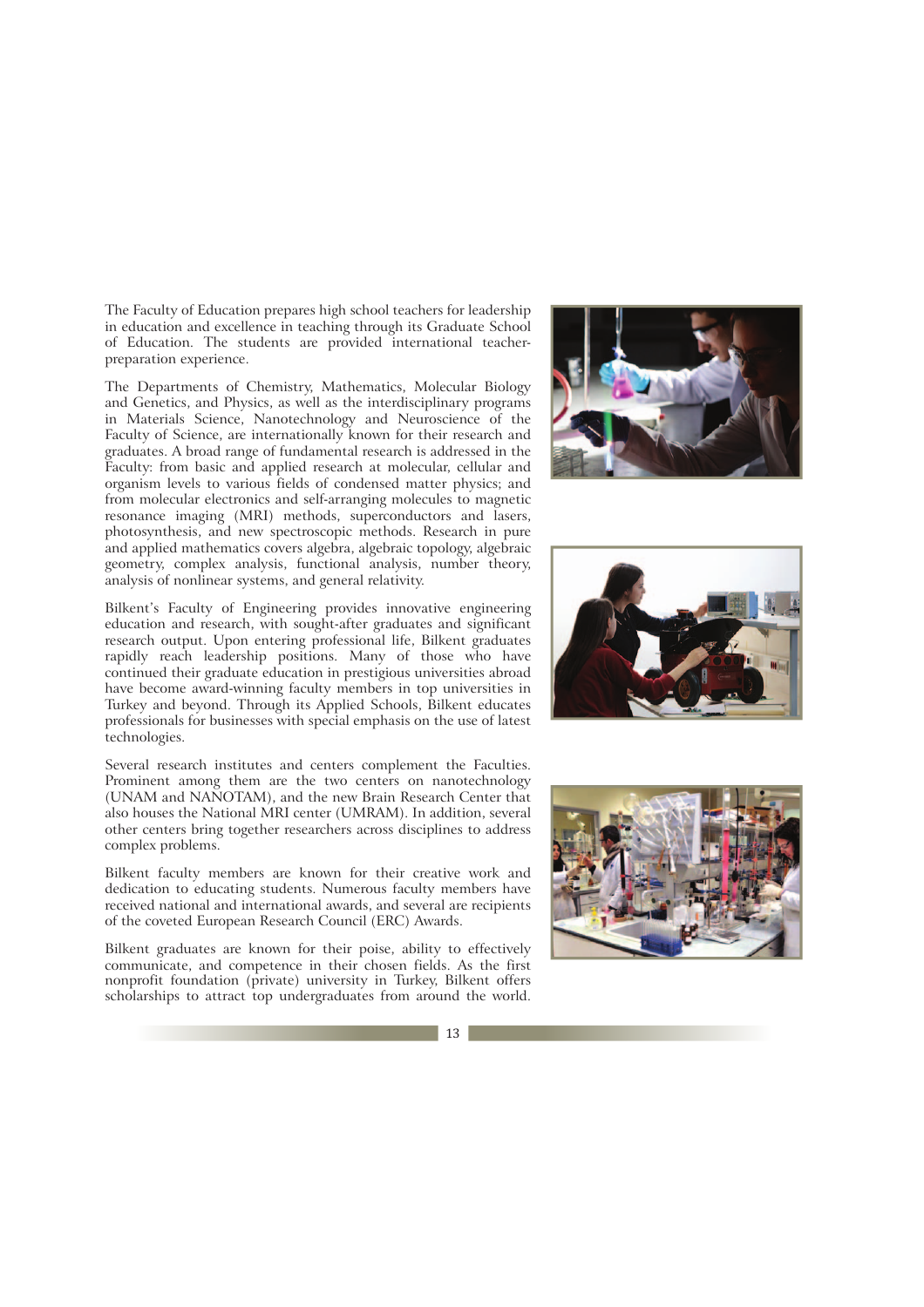The Faculty of Education prepares high school teachers for leadership in education and excellence in teaching through its Graduate School of Education. The students are provided international teacher-preparation experience.

The Departments of Chemistry, Mathematics, Molecular Biology and Genetics, and Physics, as well as the interdisciplinary programs in Materials Science, Nanotechnology and Neuroscience of the Faculty of Science, are internationally known for their research and graduates. A broad range of fundamental research is addressed in the Faculty: from basic and applied research at molecular, cellular and organism levels to various fields of condensed matter physics; and from molecular electronics and self-arranging molecules to magnetic resonance imaging (MRI) methods, superconductors and lasers, photosynthesis, and new spectroscopic methods. Research in pure and applied mathematics covers algebra, algebraic topology, algebraic geometry, complex analysis, functional analysis, number theory, analysis of nonlinear systems, and general relativity.

Bilkent's Faculty of Engineering provides innovative engineering education and research, with sought-after graduates and significant research output. Upon entering professional life, Bilkent graduates rapidly reach leadership positions. Many of those who have continued their graduate education in prestigious universities abroad have become award-winning faculty members in top universities in Turkey and beyond. Through its Applied Schools, Bilkent educates professionals for businesses with special emphasis on the use of latest technologies.

Several research institutes and centers complement the Faculties. Prominent among them are the two centers on nanotechnology (UNAM and NANOTAM), and the new Brain Research Center that also houses the National MRI center (UMRAM). In addition, several other centers bring together researchers across disciplines to address complex problems.

Bilkent faculty members are known for their creative work and dedication to educating students. Numerous faculty members have received national and international awards, and several are recipients of the coveted European Research Council (ERC) Awards.

Bilkent graduates are known for their poise, ability to effectively communicate, and competence in their chosen fields. As the first nonprofit foundation (private) university in Turkey, Bilkent offers scholarships to attract top undergraduates from around the world.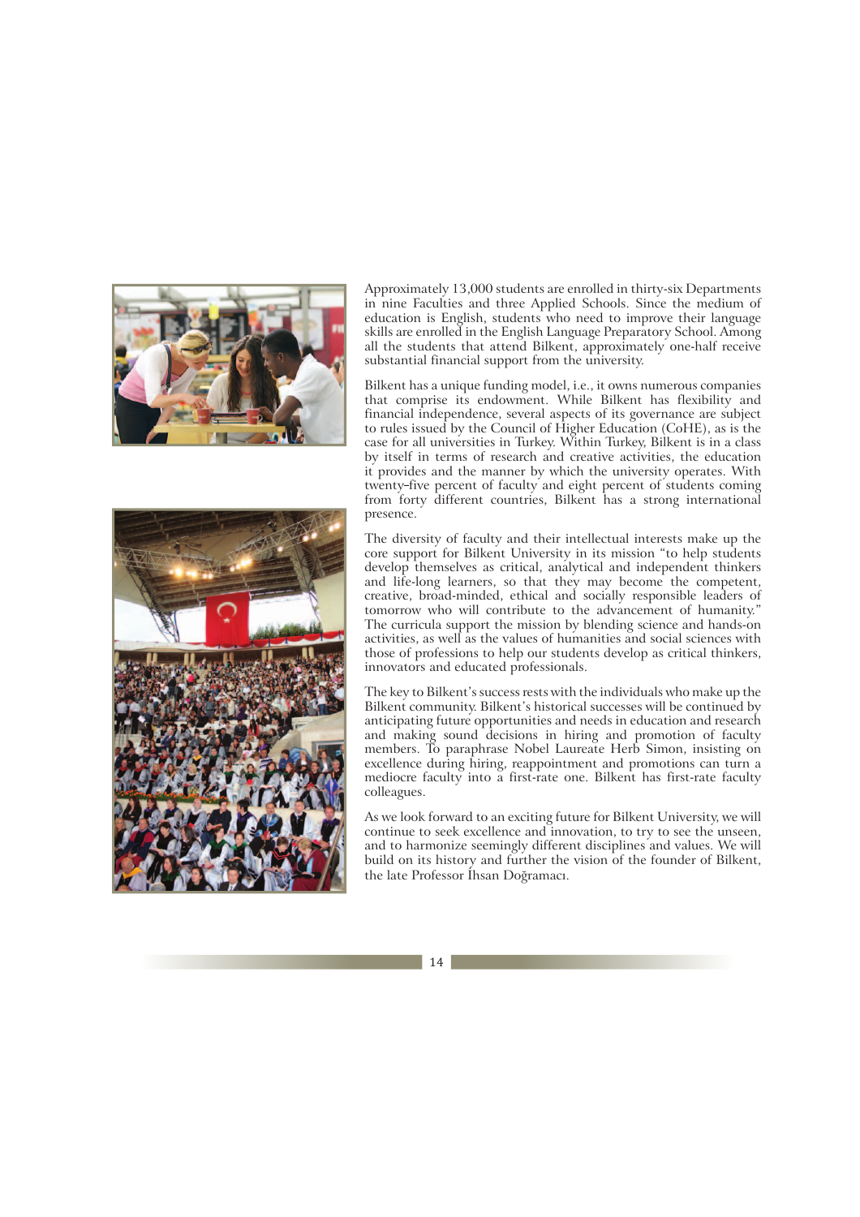Approximately 13,000 students are enrolled in thirty-six Departments in nine Faculties and three Applied Schools. Since the medium of education is English, students who need to improve their language skills are enrolled in the English Language Preparatory School. Among all the students that attend Bilkent, approximately one-half receive substantial financial support from the university.

Bilkent has a unique funding model, i.e., it owns numerous companies that comprise its endowment. While Bilkent has flexibility and financial independence, several aspects of its governance are subject to rules issued by the Council of Higher Education (CoHE), as is the case for all universities in Turkey. Within Turkey, Bilkent is in a class by itself in terms of research and creative activities, the education it provides and the manner by which the university operates. With twenty-five percent of faculty and eight percent of students coming from forty different countries, Bilkent has a strong international presence.

The diversity of faculty and their intellectual interests make up the core support for Bilkent University in its mission "to help students develop themselves as critical, analytical and independent thinkers and life-long learners, so that they may become the competent, creative, broad-minded, ethical and socially responsible leaders of tomorrow who will contribute to the advancement of humanity." The curricula support the mission by blending science and hands-on activities, as well as the values of humanities and social sciences with those of professions to help our students develop as critical thinkers, innovators and educated professionals.

The key to Bilkent's success rests with the individuals who make up the Bilkent community. Bilkent's historical successes will be continued by anticipating future opportunities and needs in education and research and making sound decisions in hiring and promotion of faculty members. To paraphrase Nobel Laureate Herb Simon, insisting on excellence during hiring, reappointment and promotions can turn a mediocre faculty into a first-rate one. Bilkent has first-rate faculty colleagues.

As we look forward to an exciting future for Bilkent University, we will continue to seek excellence and innovation, to try to see the unseen, and to harmonize seemingly different disciplines and values. We will build on its history and further the vision of the founder of Bilkent, the late Professor İhsan Doğramacı.